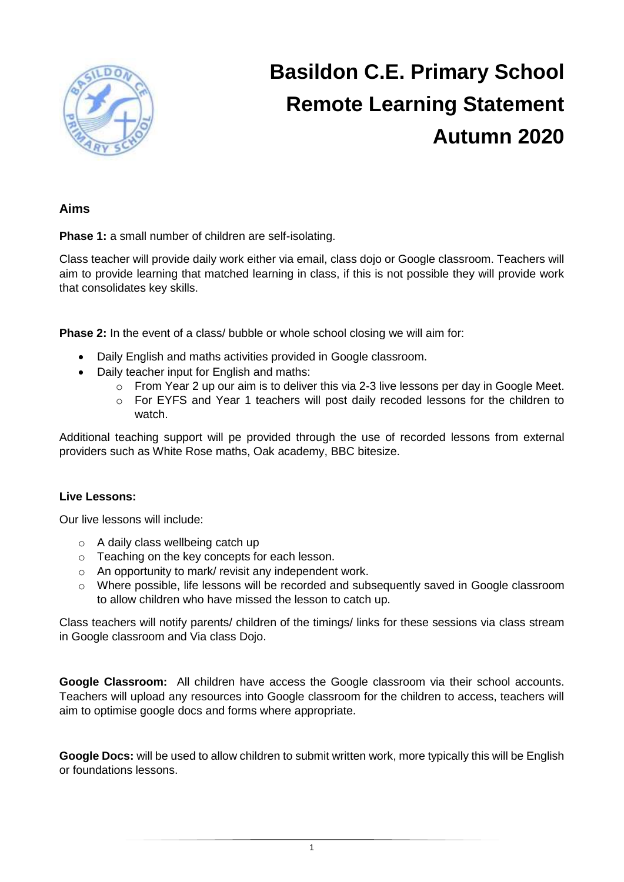# Basildon C.E. Primary School
# Remote Learning Statement
# Autumn 2020

## Aims

**Phase 1:** a small number of children are self-isolating.

Class teacher will provide daily work either via email, class dojo or Google classroom. Teachers will aim to provide learning that matched learning in class, if this is not possible they will provide work that consolidates key skills.

**Phase 2:** In the event of a class/ bubble or whole school closing we will aim for:

- Daily English and maths activities provided in Google classroom.
- Daily teacher input for English and maths:
  - From Year 2 up our aim is to deliver this via 2-3 live lessons per day in Google Meet.
  - For EYFS and Year 1 teachers will post daily recoded lessons for the children to watch.

Additional teaching support will pe provided through the use of recorded lessons from external providers such as White Rose maths, Oak academy, BBC bitesize.

**Live Lessons:**

Our live lessons will include:

- A daily class wellbeing catch up
- Teaching on the key concepts for each lesson.
- An opportunity to mark/ revisit any independent work.
- Where possible, life lessons will be recorded and subsequently saved in Google classroom to allow children who have missed the lesson to catch up.

Class teachers will notify parents/ children of the timings/ links for these sessions via class stream in Google classroom and Via class Dojo.

**Google Classroom:** All children have access the Google classroom via their school accounts. Teachers will upload any resources into Google classroom for the children to access, teachers will aim to optimise google docs and forms where appropriate.

**Google Docs:** will be used to allow children to submit written work, more typically this will be English or foundations lessons.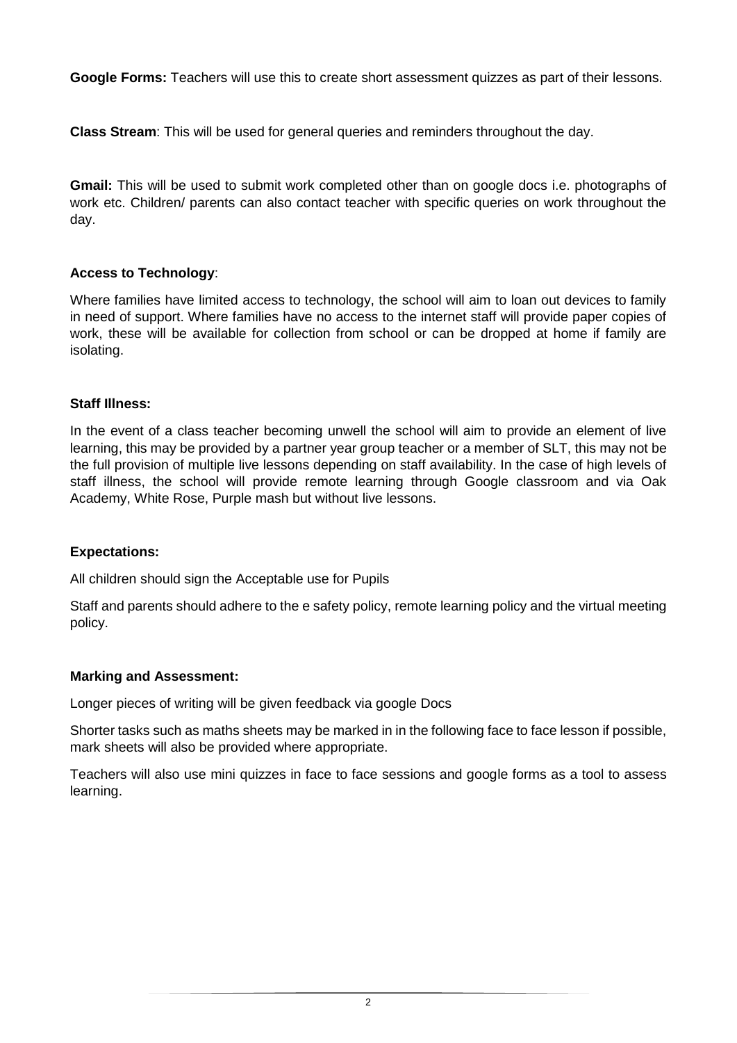**Google Forms:** Teachers will use this to create short assessment quizzes as part of their lessons.

**Class Stream**: This will be used for general queries and reminders throughout the day.

**Gmail:** This will be used to submit work completed other than on google docs i.e. photographs of work etc. Children/ parents can also contact teacher with specific queries on work throughout the day.

**Access to Technology**:

Where families have limited access to technology, the school will aim to loan out devices to family in need of support. Where families have no access to the internet staff will provide paper copies of work, these will be available for collection from school or can be dropped at home if family are isolating.

**Staff Illness:**

In the event of a class teacher becoming unwell the school will aim to provide an element of live learning, this may be provided by a partner year group teacher or a member of SLT, this may not be the full provision of multiple live lessons depending on staff availability. In the case of high levels of staff illness, the school will provide remote learning through Google classroom and via Oak Academy, White Rose, Purple mash but without live lessons.

**Expectations:**

All children should sign the Acceptable use for Pupils

Staff and parents should adhere to the e safety policy, remote learning policy and the virtual meeting policy.

**Marking and Assessment:**

Longer pieces of writing will be given feedback via google Docs

Shorter tasks such as maths sheets may be marked in in the following face to face lesson if possible, mark sheets will also be provided where appropriate.

Teachers will also use mini quizzes in face to face sessions and google forms as a tool to assess learning.